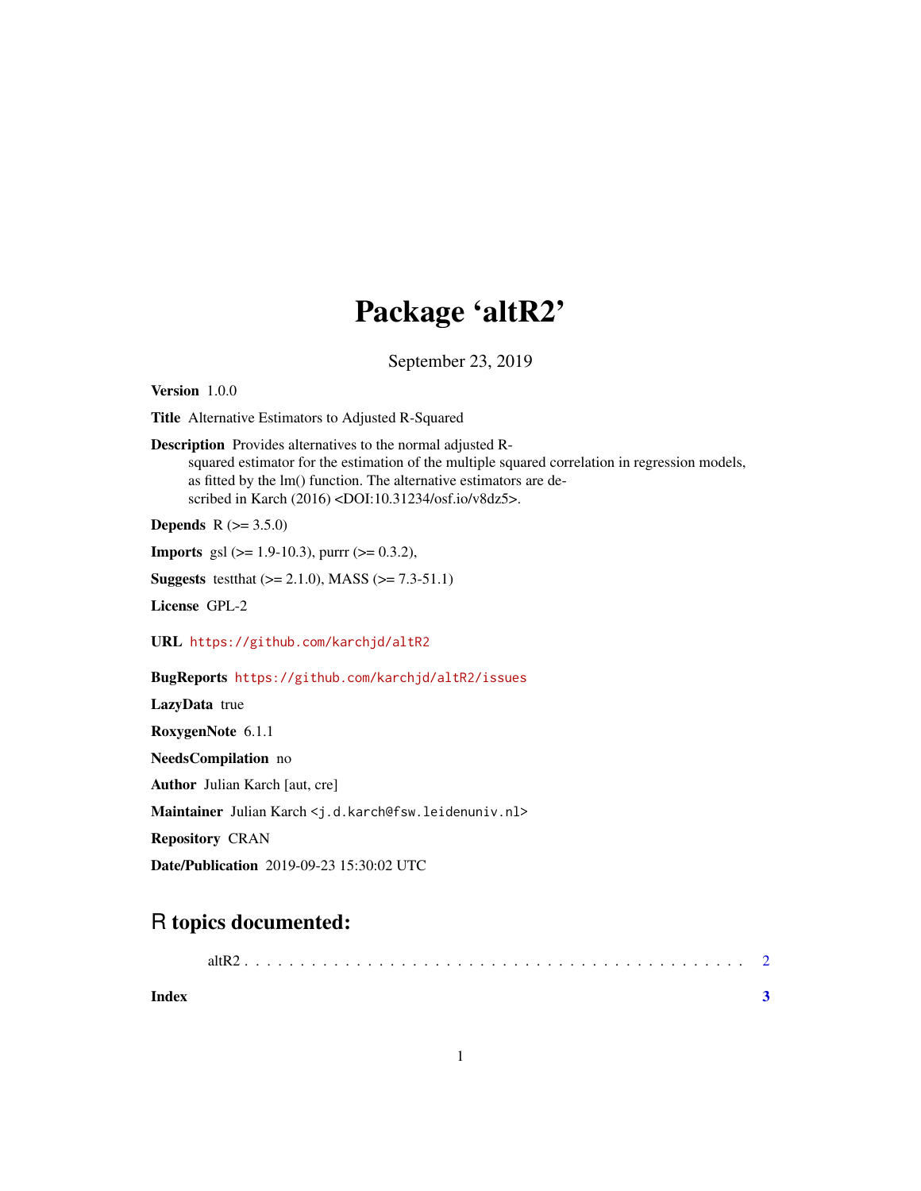# Package 'altR2'

September 23, 2019

**Version** 1.0.0

**Title** Alternative Estimators to Adjusted R-Squared

**Description** Provides alternatives to the normal adjusted R-squared estimator for the estimation of the multiple squared correlation in regression models, as fitted by the lm() function. The alternative estimators are described in Karch (2016) <DOI:10.31234/osf.io/v8dz5>.

**Depends** R (>= 3.5.0)

**Imports** gsl (>= 1.9-10.3), purrr (>= 0.3.2),

**Suggests** testthat (>= 2.1.0), MASS (>= 7.3-51.1)

**License** GPL-2

**URL** https://github.com/karchjd/altR2

**BugReports** https://github.com/karchjd/altR2/issues

**LazyData** true

**RoxygenNote** 6.1.1

**NeedsCompilation** no

**Author** Julian Karch [aut, cre]

**Maintainer** Julian Karch <j.d.karch@fsw.leidenuniv.nl>

**Repository** CRAN

**Date/Publication** 2019-09-23 15:30:02 UTC

## R topics documented:

altR2 . . . . . . . . . . . . . . . . . . . . . . . . . . . . . . . . . . . . . . . . . . 2

**Index** **3**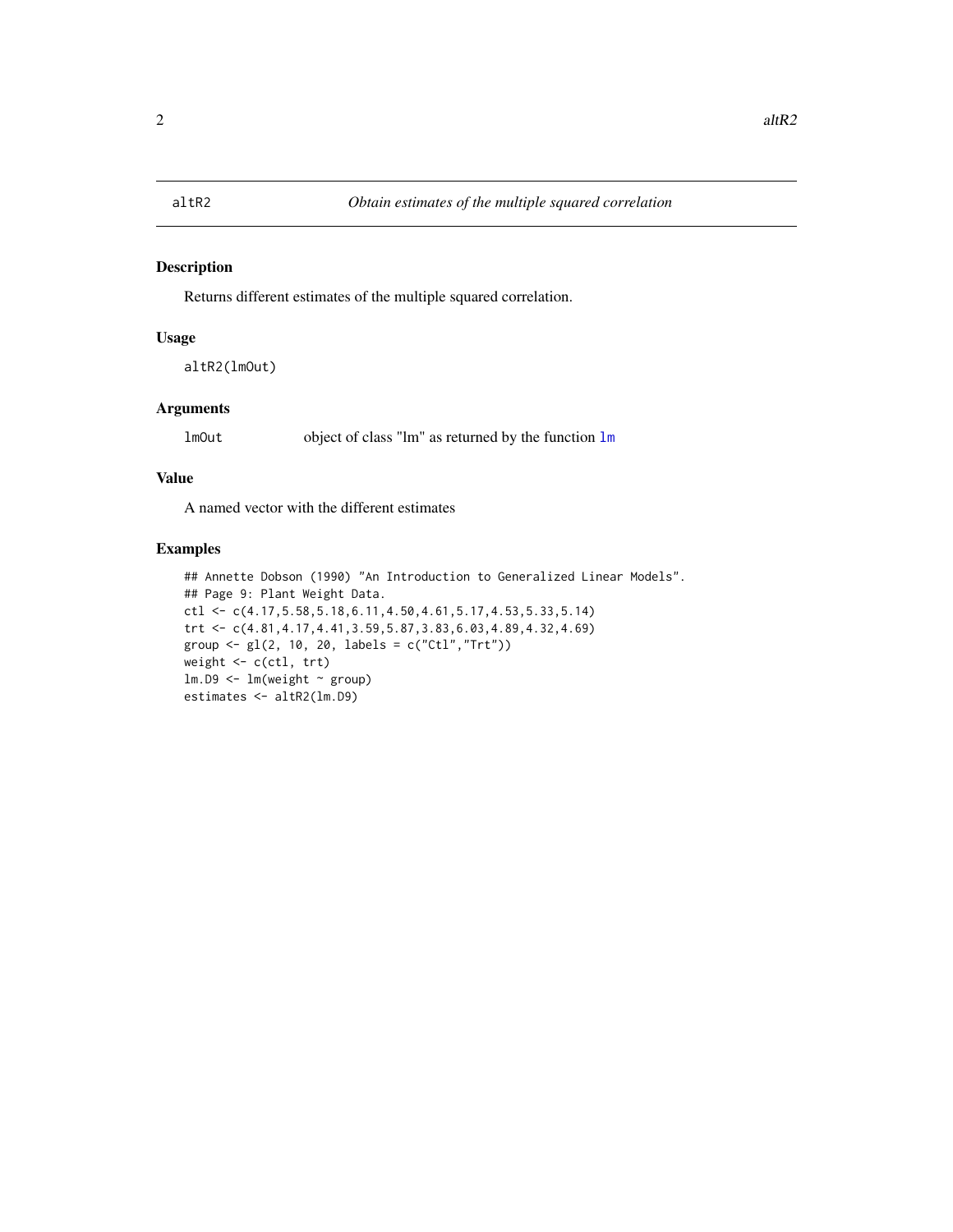# altR2 — *Obtain estimates of the multiple squared correlation*

## Description

Returns different estimates of the multiple squared correlation.

## Usage

```
altR2(lmOut)
```

## Arguments

| | |
|---|---|
| `lmOut` | object of class "lm" as returned by the function `lm` |

## Value

A named vector with the different estimates

## Examples

```
## Annette Dobson (1990) "An Introduction to Generalized Linear Models".
## Page 9: Plant Weight Data.
ctl <- c(4.17,5.58,5.18,6.11,4.50,4.61,5.17,4.53,5.33,5.14)
trt <- c(4.81,4.17,4.41,3.59,5.87,3.83,6.03,4.89,4.32,4.69)
group <- gl(2, 10, 20, labels = c("Ctl","Trt"))
weight <- c(ctl, trt)
lm.D9 <- lm(weight ~ group)
estimates <- altR2(lm.D9)
```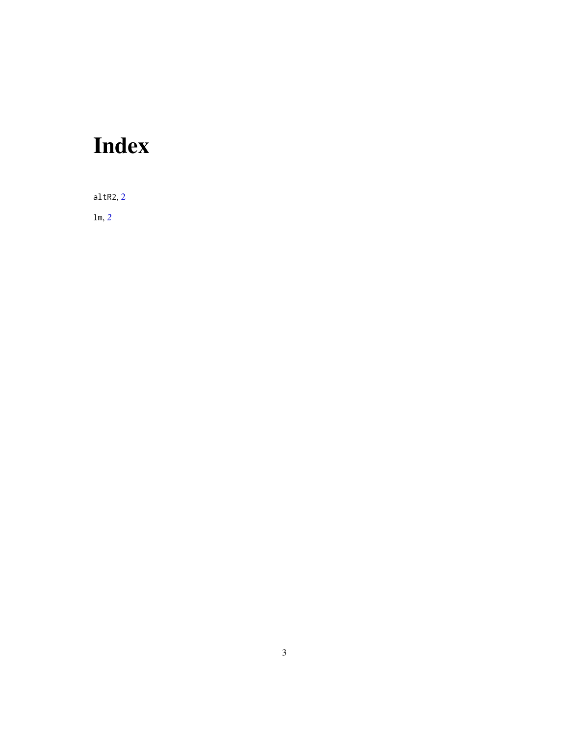# Index

`altR2`, 2

`lm`, *2*